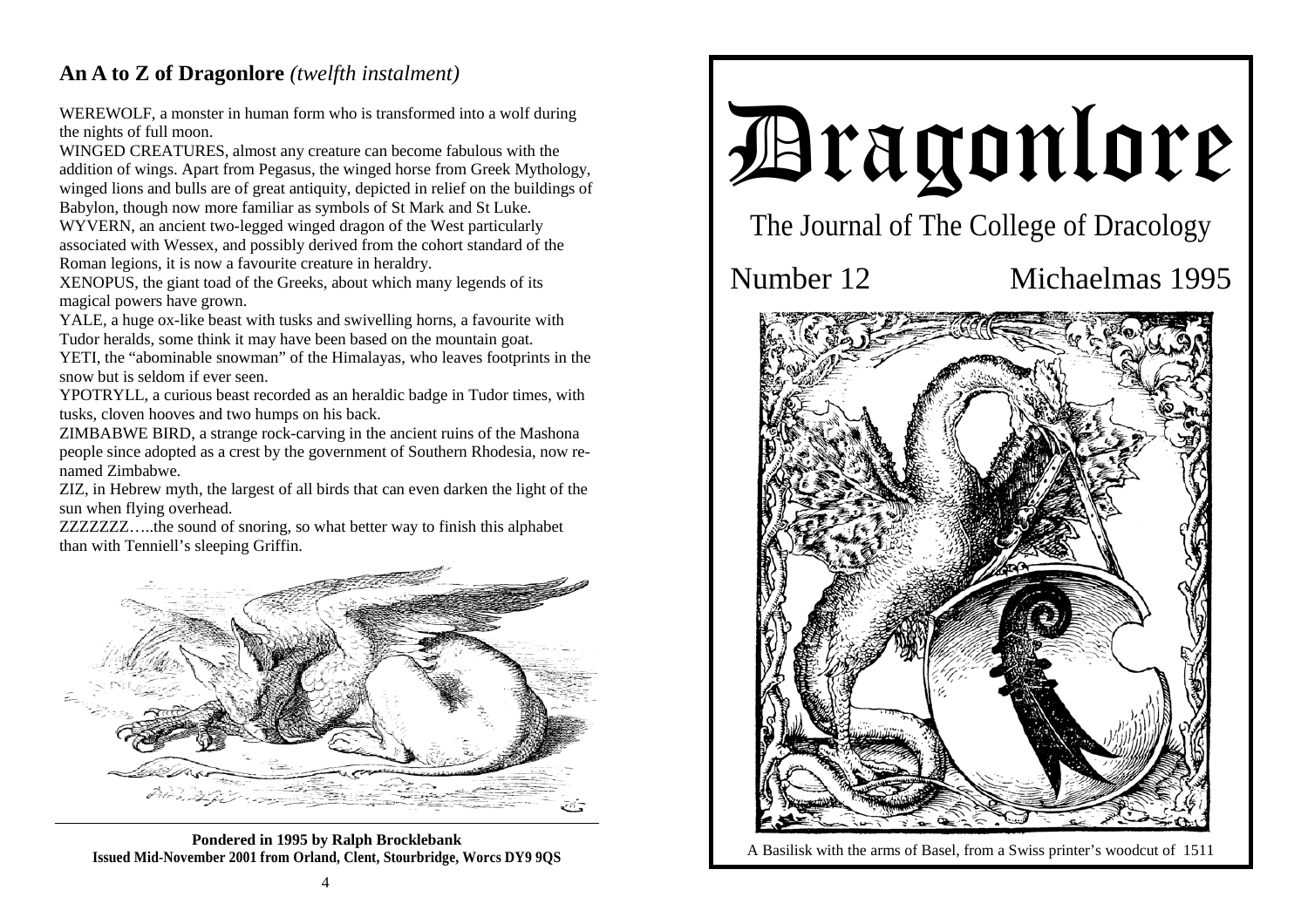## An A to Z of Dragonlore *(twelfth instalment)*

WEREWOLF, a monster in human form who is transformed into a wolf during the nights of full moon.

WINGED CREATURES, almost any creature can become fabulous with the addition of wings. Apart from Pegasus, the winged horse from Greek Mythology, winged lions and bulls are of great antiquity, depicted in relief on the buildings of Babylon, though now more familiar as symbols of St Mark and St Luke.

WYVERN, an ancient two-legged winged dragon of the West particularly associated with Wessex, and possibly derived from the cohort standard of the Roman legions, it is now a favourite creature in heraldry.

XENOPUS, the giant toad of the Greeks, about which many legends of its magical powers have grown.

YALE, a huge ox-like beast with tusks and swivelling horns, a favourite with Tudor heralds, some think it may have been based on the mountain goat.

YETI, the "abominable snowman" of the Himalayas, who leaves footprints in the snow but is seldom if ever seen.

YPOTRYLL, a curious beast recorded as an heraldic badge in Tudor times, with tusks, cloven hooves and two humps on his back.

ZIMBABWE BIRD, a strange rock-carving in the ancient ruins of the Mashona people since adopted as a crest by the government of Southern Rhodesia, now re-named Zimbabwe.

ZIZ, in Hebrew myth, the largest of all birds that can even darken the light of the sun when flying overhead.

ZZZZZZZ…..the sound of snoring, so what better way to finish this alphabet than with Tenniel's sleeping Griffin.

**Pondered in 1995 by Ralph Brocklebank**
**Issued Mid-November 2001 from Orland, Clent, Stourbridge, Worcs DY9 9QS**

# Dragonlore

The Journal of The College of Dracology

Number 12 Michaelmas 1995

A Basilisk with the arms of Basel, from a Swiss printer's woodcut of 1511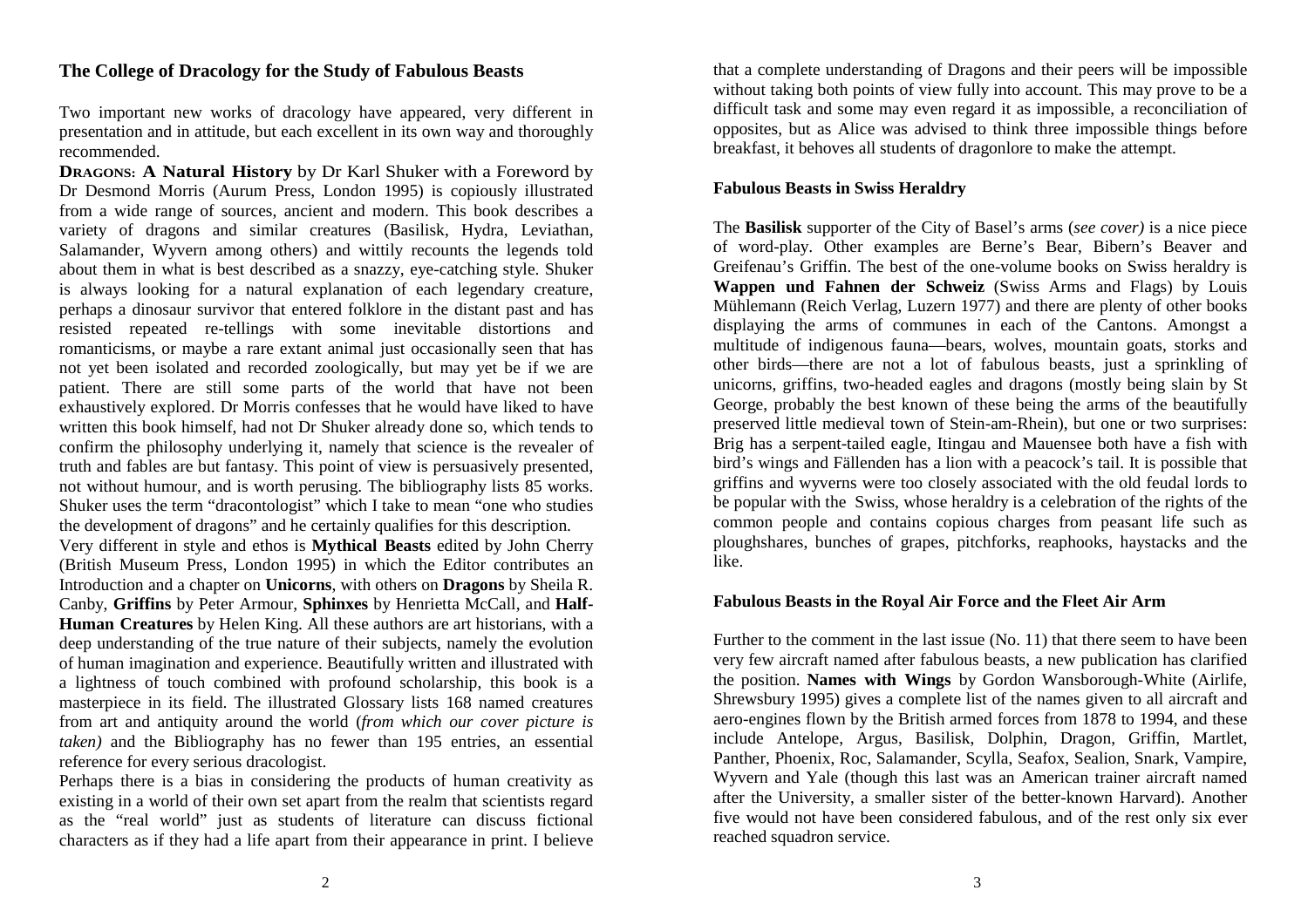## The College of Dracology for the Study of Fabulous Beasts

Two important new works of dracology have appeared, very different in presentation and in attitude, but each excellent in its own way and thoroughly recommended.

**Dragons: A Natural History** by Dr Karl Shuker with a Foreword by Dr Desmond Morris (Aurum Press, London 1995) is copiously illustrated from a wide range of sources, ancient and modern. This book describes a variety of dragons and similar creatures (Basilisk, Hydra, Leviathan, Salamander, Wyvern among others) and wittily recounts the legends told about them in what is best described as a snazzy, eye-catching style. Shuker is always looking for a natural explanation of each legendary creature, perhaps a dinosaur survivor that entered folklore in the distant past and has resisted repeated re-tellings with some inevitable distortions and romanticisms, or maybe a rare extant animal just occasionally seen that has not yet been isolated and recorded zoologically, but may yet be if we are patient. There are still some parts of the world that have not been exhaustively explored. Dr Morris confesses that he would have liked to have written this book himself, had not Dr Shuker already done so, which tends to confirm the philosophy underlying it, namely that science is the revealer of truth and fables are but fantasy. This point of view is persuasively presented, not without humour, and is worth perusing. The bibliography lists 85 works. Shuker uses the term "dracontologist" which I take to mean "one who studies the development of dragons" and he certainly qualifies for this description.

Very different in style and ethos is **Mythical Beasts** edited by John Cherry (British Museum Press, London 1995) in which the Editor contributes an Introduction and a chapter on **Unicorns**, with others on **Dragons** by Sheila R. Canby, **Griffins** by Peter Armour, **Sphinxes** by Henrietta McCall, and **Half-Human Creatures** by Helen King. All these authors are art historians, with a deep understanding of the true nature of their subjects, namely the evolution of human imagination and experience. Beautifully written and illustrated with a lightness of touch combined with profound scholarship, this book is a masterpiece in its field. The illustrated Glossary lists 168 named creatures from art and antiquity around the world (*from which our cover picture is taken)* and the Bibliography has no fewer than 195 entries, an essential reference for every serious dracologist.

Perhaps there is a bias in considering the products of human creativity as existing in a world of their own set apart from the realm that scientists regard as the "real world" just as students of literature can discuss fictional characters as if they had a life apart from their appearance in print. I believe that a complete understanding of Dragons and their peers will be impossible without taking both points of view fully into account. This may prove to be a difficult task and some may even regard it as impossible, a reconciliation of opposites, but as Alice was advised to think three impossible things before breakfast, it behoves all students of dragonlore to make the attempt.

### Fabulous Beasts in Swiss Heraldry

The **Basilisk** supporter of the City of Basel's arms (*see cover)* is a nice piece of word-play. Other examples are Berne's Bear, Bibern's Beaver and Greifenau's Griffin. The best of the one-volume books on Swiss heraldry is **Wappen und Fahnen der Schweiz** (Swiss Arms and Flags) by Louis Mühlemann (Reich Verlag, Luzern 1977) and there are plenty of other books displaying the arms of communes in each of the Cantons. Amongst a multitude of indigenous fauna—bears, wolves, mountain goats, storks and other birds—there are not a lot of fabulous beasts, just a sprinkling of unicorns, griffins, two-headed eagles and dragons (mostly being slain by St George, probably the best known of these being the arms of the beautifully preserved little medieval town of Stein-am-Rhein), but one or two surprises: Brig has a serpent-tailed eagle, Itingau and Mauensee both have a fish with bird's wings and Fällenden has a lion with a peacock's tail. It is possible that griffins and wyverns were too closely associated with the old feudal lords to be popular with the Swiss, whose heraldry is a celebration of the rights of the common people and contains copious charges from peasant life such as ploughshares, bunches of grapes, pitchforks, reaphooks, haystacks and the like.

### Fabulous Beasts in the Royal Air Force and the Fleet Air Arm

Further to the comment in the last issue (No. 11) that there seem to have been very few aircraft named after fabulous beasts, a new publication has clarified the position. **Names with Wings** by Gordon Wansborough-White (Airlife, Shrewsbury 1995) gives a complete list of the names given to all aircraft and aero-engines flown by the British armed forces from 1878 to 1994, and these include Antelope, Argus, Basilisk, Dolphin, Dragon, Griffin, Martlet, Panther, Phoenix, Roc, Salamander, Scylla, Seafox, Sealion, Snark, Vampire, Wyvern and Yale (though this last was an American trainer aircraft named after the University, a smaller sister of the better-known Harvard). Another five would not have been considered fabulous, and of the rest only six ever reached squadron service.